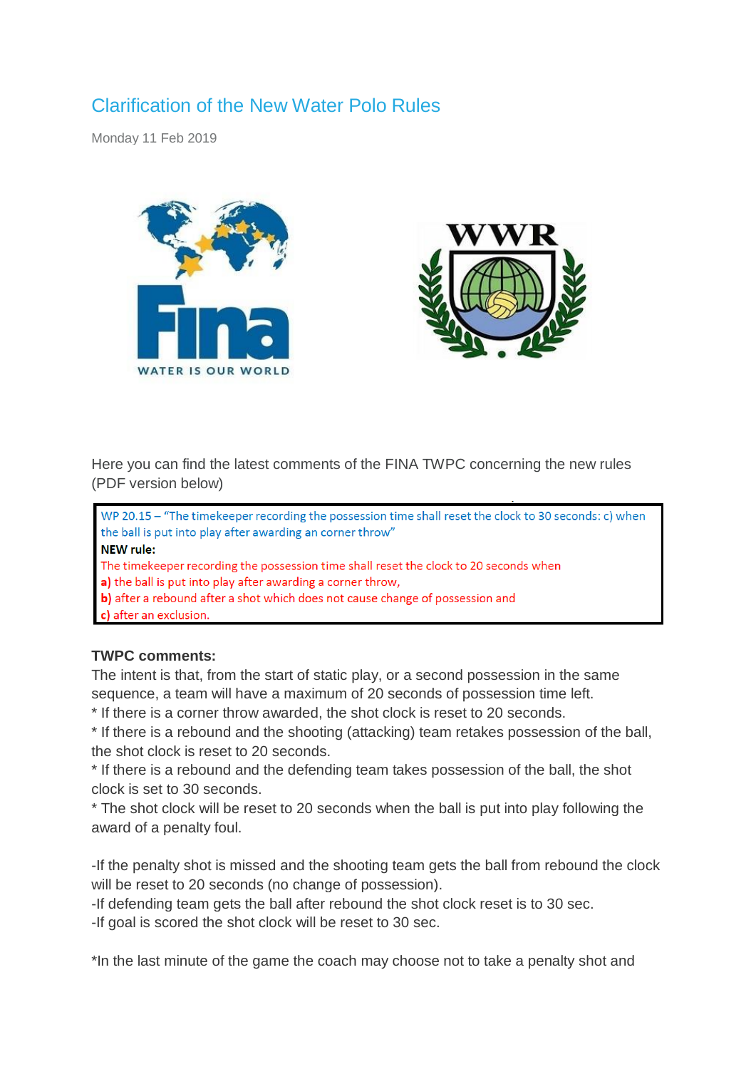# Clarification of the New Water Polo Rules

Monday 11 Feb 2019

Here you can find the latest comments of the FINA TWPC concerning the new rules (PDF version below)

WP 20.15 – "The timekeeper recording the possession time shall reset the clock to 30 seconds: c) when the ball is put into play after awarding an corner throw"

**NEW rule:**

The timekeeper recording the possession time shall reset the clock to 20 seconds when

**a)** the ball is put into play after awarding a corner throw,

**b)** after a rebound after a shot which does not cause change of possession and

**c)** after an exclusion.

**TWPC comments:**

The intent is that, from the start of static play, or a second possession in the same sequence, a team will have a maximum of 20 seconds of possession time left.

* If there is a corner throw awarded, the shot clock is reset to 20 seconds.

* If there is a rebound and the shooting (attacking) team retakes possession of the ball, the shot clock is reset to 20 seconds.

* If there is a rebound and the defending team takes possession of the ball, the shot clock is set to 30 seconds.

* The shot clock will be reset to 20 seconds when the ball is put into play following the award of a penalty foul.

-If the penalty shot is missed and the shooting team gets the ball from rebound the clock will be reset to 20 seconds (no change of possession).

-If defending team gets the ball after rebound the shot clock reset is to 30 sec.

-If goal is scored the shot clock will be reset to 30 sec.

*In the last minute of the game the coach may choose not to take a penalty shot and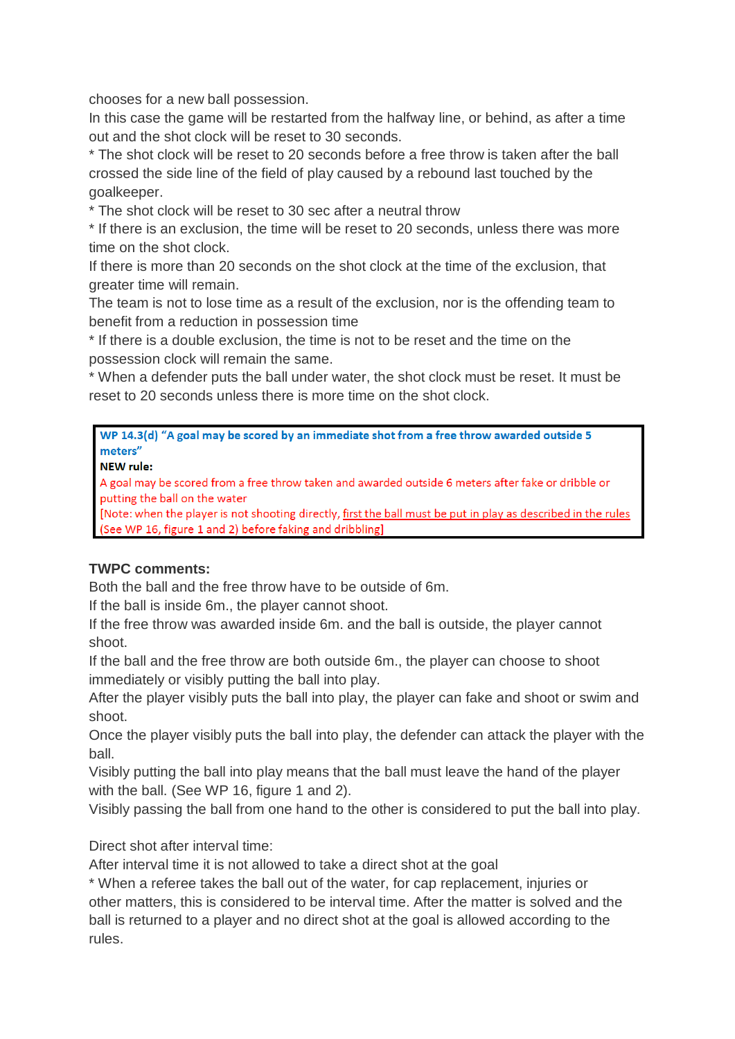chooses for a new ball possession.
In this case the game will be restarted from the halfway line, or behind, as after a time out and the shot clock will be reset to 30 seconds.
* The shot clock will be reset to 20 seconds before a free throw is taken after the ball crossed the side line of the field of play caused by a rebound last touched by the goalkeeper.
* The shot clock will be reset to 30 sec after a neutral throw
* If there is an exclusion, the time will be reset to 20 seconds, unless there was more time on the shot clock.
If there is more than 20 seconds on the shot clock at the time of the exclusion, that greater time will remain.
The team is not to lose time as a result of the exclusion, nor is the offending team to benefit from a reduction in possession time
* If there is a double exclusion, the time is not to be reset and the time on the possession clock will remain the same.
* When a defender puts the ball under water, the shot clock must be reset. It must be reset to 20 seconds unless there is more time on the shot clock.

**WP 14.3(d) "A goal may be scored by an immediate shot from a free throw awarded outside 5 meters"**
**NEW rule:**
A goal may be scored from a free throw taken and awarded outside 6 meters after fake or dribble or putting the ball on the water
[Note: when the player is not shooting directly, first the ball must be put in play as described in the rules (See WP 16, figure 1 and 2) before faking and dribbling]

**TWPC comments:**
Both the ball and the free throw have to be outside of 6m.
If the ball is inside 6m., the player cannot shoot.
If the free throw was awarded inside 6m. and the ball is outside, the player cannot shoot.
If the ball and the free throw are both outside 6m., the player can choose to shoot immediately or visibly putting the ball into play.
After the player visibly puts the ball into play, the player can fake and shoot or swim and shoot.
Once the player visibly puts the ball into play, the defender can attack the player with the ball.
Visibly putting the ball into play means that the ball must leave the hand of the player with the ball. (See WP 16, figure 1 and 2).
Visibly passing the ball from one hand to the other is considered to put the ball into play.

Direct shot after interval time:
After interval time it is not allowed to take a direct shot at the goal
* When a referee takes the ball out of the water, for cap replacement, injuries or other matters, this is considered to be interval time. After the matter is solved and the ball is returned to a player and no direct shot at the goal is allowed according to the rules.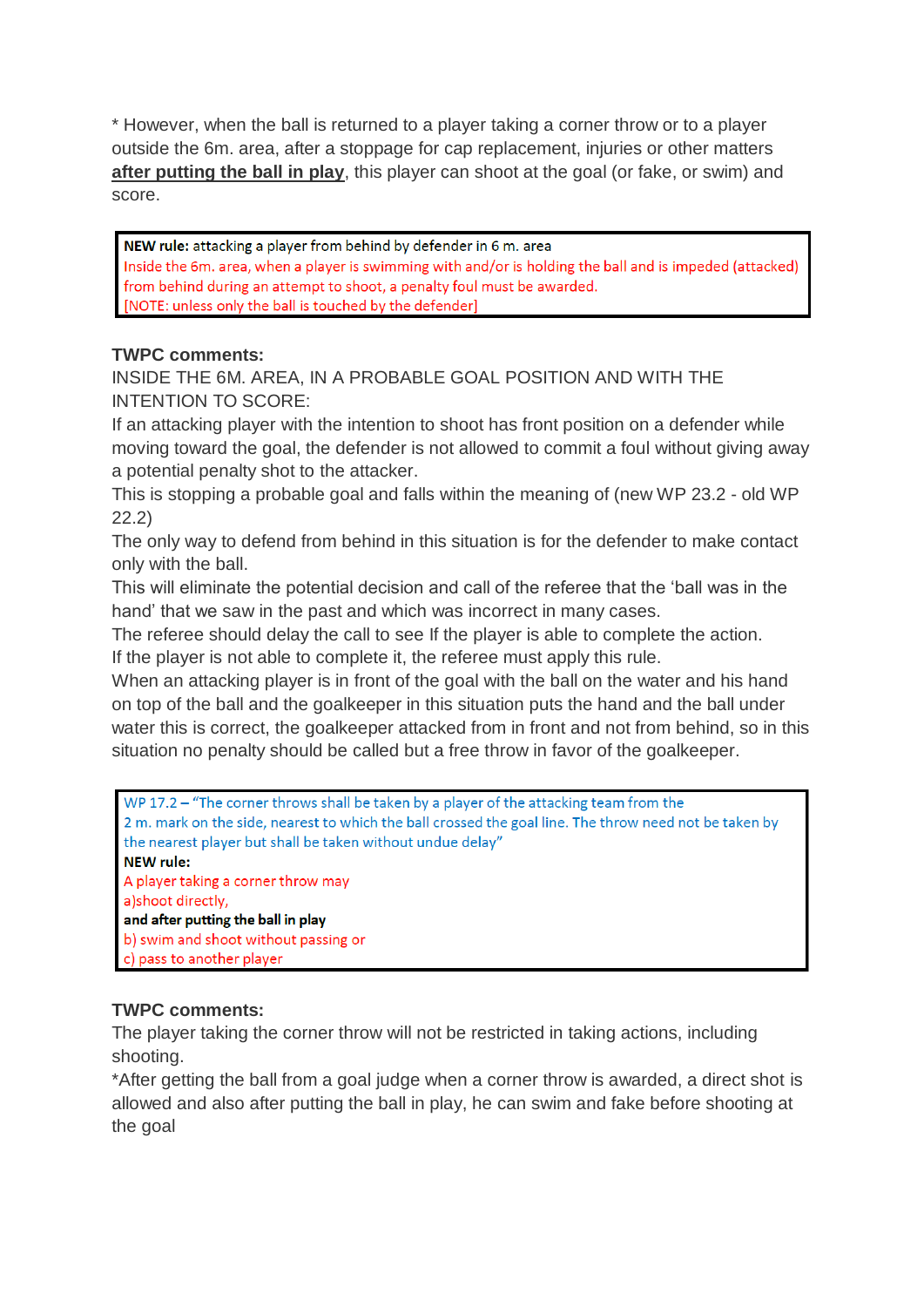* However, when the ball is returned to a player taking a corner throw or to a player outside the 6m. area, after a stoppage for cap replacement, injuries or other matters **after putting the ball in play**, this player can shoot at the goal (or fake, or swim) and score.

> **NEW rule:** attacking a player from behind by defender in 6 m. area
> Inside the 6m. area, when a player is swimming with and/or is holding the ball and is impeded (attacked) from behind during an attempt to shoot, a penalty foul must be awarded.
> [NOTE: unless only the ball is touched by the defender]

**TWPC comments:**

INSIDE THE 6M. AREA, IN A PROBABLE GOAL POSITION AND WITH THE INTENTION TO SCORE:

If an attacking player with the intention to shoot has front position on a defender while moving toward the goal, the defender is not allowed to commit a foul without giving away a potential penalty shot to the attacker.

This is stopping a probable goal and falls within the meaning of (new WP 23.2 - old WP 22.2)

The only way to defend from behind in this situation is for the defender to make contact only with the ball.

This will eliminate the potential decision and call of the referee that the 'ball was in the hand' that we saw in the past and which was incorrect in many cases.

The referee should delay the call to see If the player is able to complete the action.

If the player is not able to complete it, the referee must apply this rule.

When an attacking player is in front of the goal with the ball on the water and his hand on top of the ball and the goalkeeper in this situation puts the hand and the ball under water this is correct, the goalkeeper attacked from in front and not from behind, so in this situation no penalty should be called but a free throw in favor of the goalkeeper.

> WP 17.2 – "The corner throws shall be taken by a player of the attacking team from the 2 m. mark on the side, nearest to which the ball crossed the goal line. The throw need not be taken by the nearest player but shall be taken without undue delay"
> **NEW rule:**
> A player taking a corner throw may
> a)shoot directly,
> **and after putting the ball in play**
> b) swim and shoot without passing or
> c) pass to another player

**TWPC comments:**

The player taking the corner throw will not be restricted in taking actions, including shooting.

*After getting the ball from a goal judge when a corner throw is awarded, a direct shot is allowed and also after putting the ball in play, he can swim and fake before shooting at the goal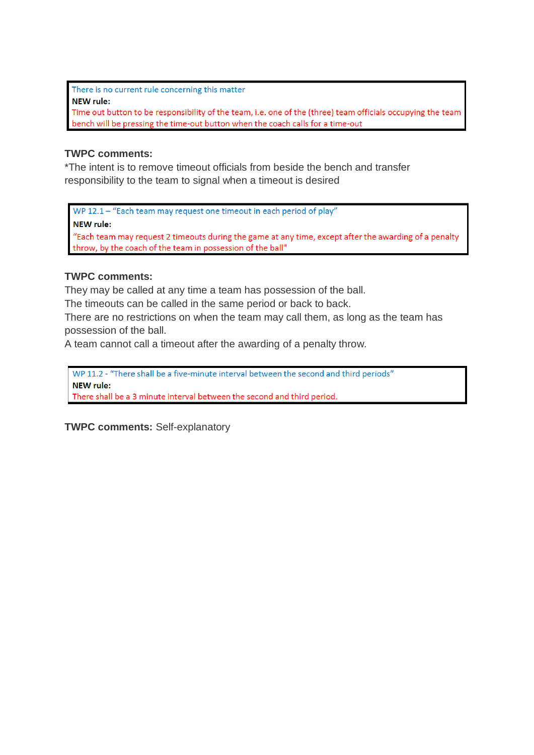> There is no current rule concerning this matter
>
> **NEW rule:**
>
> Time out button to be responsibility of the team, i.e. one of the (three) team officials occupying the team bench will be pressing the time-out button when the coach calls for a time-out

**TWPC comments:**

*The intent is to remove timeout officials from beside the bench and transfer responsibility to the team to signal when a timeout is desired

> WP 12.1 – "Each team may request one timeout in each period of play"
>
> **NEW rule:**
>
> "Each team may request 2 timeouts during the game at any time, except after the awarding of a penalty throw, by the coach of the team in possession of the ball"

**TWPC comments:**

They may be called at any time a team has possession of the ball.

The timeouts can be called in the same period or back to back.

There are no restrictions on when the team may call them, as long as the team has possession of the ball.

A team cannot call a timeout after the awarding of a penalty throw.

> WP 11.2 - "There shall be a five-minute interval between the second and third periods"
>
> **NEW rule:**
>
> There shall be a 3 minute interval between the second and third period.

**TWPC comments:** Self-explanatory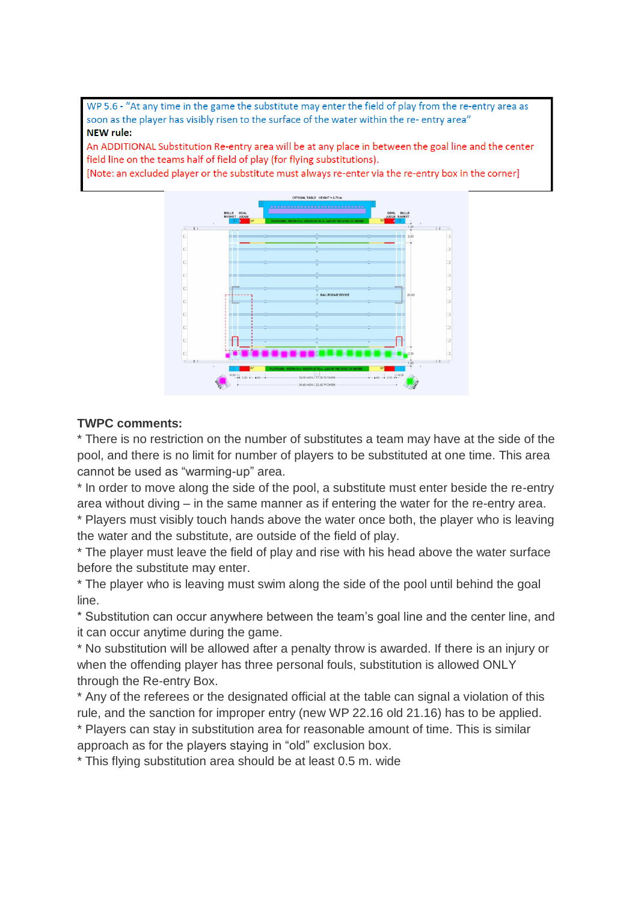WP 5.6 - "At any time in the game the substitute may enter the field of play from the re-entry area as soon as the player has visibly risen to the surface of the water within the re- entry area"

**NEW rule:**

An ADDITIONAL Substitution Re-entry area will be at any place in between the goal line and the center field line on the teams half of field of play (for flying substitutions).

[Note: an excluded player or the substitute must always re-enter via the re-entry box in the corner]

**TWPC comments:**

* There is no restriction on the number of substitutes a team may have at the side of the pool, and there is no limit for number of players to be substituted at one time. This area cannot be used as "warming-up" area.
* In order to move along the side of the pool, a substitute must enter beside the re-entry area without diving – in the same manner as if entering the water for the re-entry area.
* Players must visibly touch hands above the water once both, the player who is leaving the water and the substitute, are outside of the field of play.
* The player must leave the field of play and rise with his head above the water surface before the substitute may enter.
* The player who is leaving must swim along the side of the pool until behind the goal line.
* Substitution can occur anywhere between the team's goal line and the center line, and it can occur anytime during the game.
* No substitution will be allowed after a penalty throw is awarded. If there is an injury or when the offending player has three personal fouls, substitution is allowed ONLY through the Re-entry Box.
* Any of the referees or the designated official at the table can signal a violation of this rule, and the sanction for improper entry (new WP 22.16 old 21.16) has to be applied.
* Players can stay in substitution area for reasonable amount of time. This is similar approach as for the players staying in "old" exclusion box.
* This flying substitution area should be at least 0.5 m. wide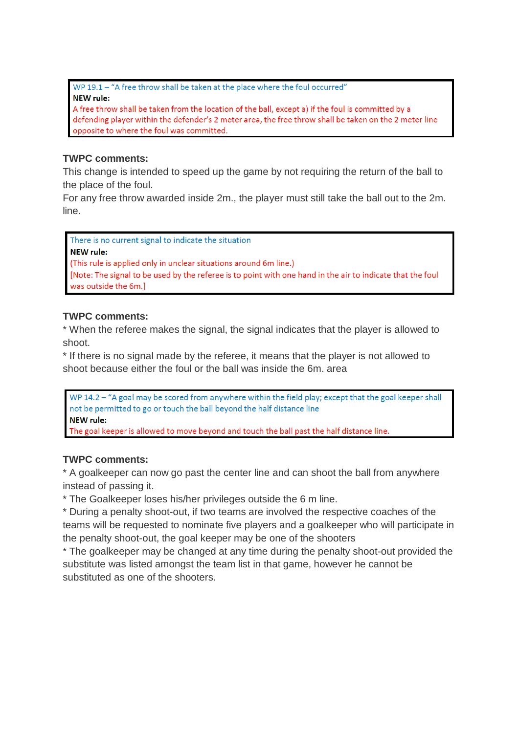WP 19.1 – "A free throw shall be taken at the place where the foul occurred"
**NEW rule:**
A free throw shall be taken from the location of the ball, except a) if the foul is committed by a defending player within the defender's 2 meter area, the free throw shall be taken on the 2 meter line opposite to where the foul was committed.

**TWPC comments:**
This change is intended to speed up the game by not requiring the return of the ball to the place of the foul.
For any free throw awarded inside 2m., the player must still take the ball out to the 2m. line.

There is no current signal to indicate the situation
**NEW rule:**
(This rule is applied only in unclear situations around 6m line.)
[Note: The signal to be used by the referee is to point with one hand in the air to indicate that the foul was outside the 6m.]

**TWPC comments:**
* When the referee makes the signal, the signal indicates that the player is allowed to shoot.
* If there is no signal made by the referee, it means that the player is not allowed to shoot because either the foul or the ball was inside the 6m. area

WP 14.2 – "A goal may be scored from anywhere within the field play; except that the goal keeper shall not be permitted to go or touch the ball beyond the half distance line
**NEW rule:**
The goal keeper is allowed to move beyond and touch the ball past the half distance line.

**TWPC comments:**
* A goalkeeper can now go past the center line and can shoot the ball from anywhere instead of passing it.
* The Goalkeeper loses his/her privileges outside the 6 m line.
* During a penalty shoot-out, if two teams are involved the respective coaches of the teams will be requested to nominate five players and a goalkeeper who will participate in the penalty shoot-out, the goal keeper may be one of the shooters
* The goalkeeper may be changed at any time during the penalty shoot-out provided the substitute was listed amongst the team list in that game, however he cannot be substituted as one of the shooters.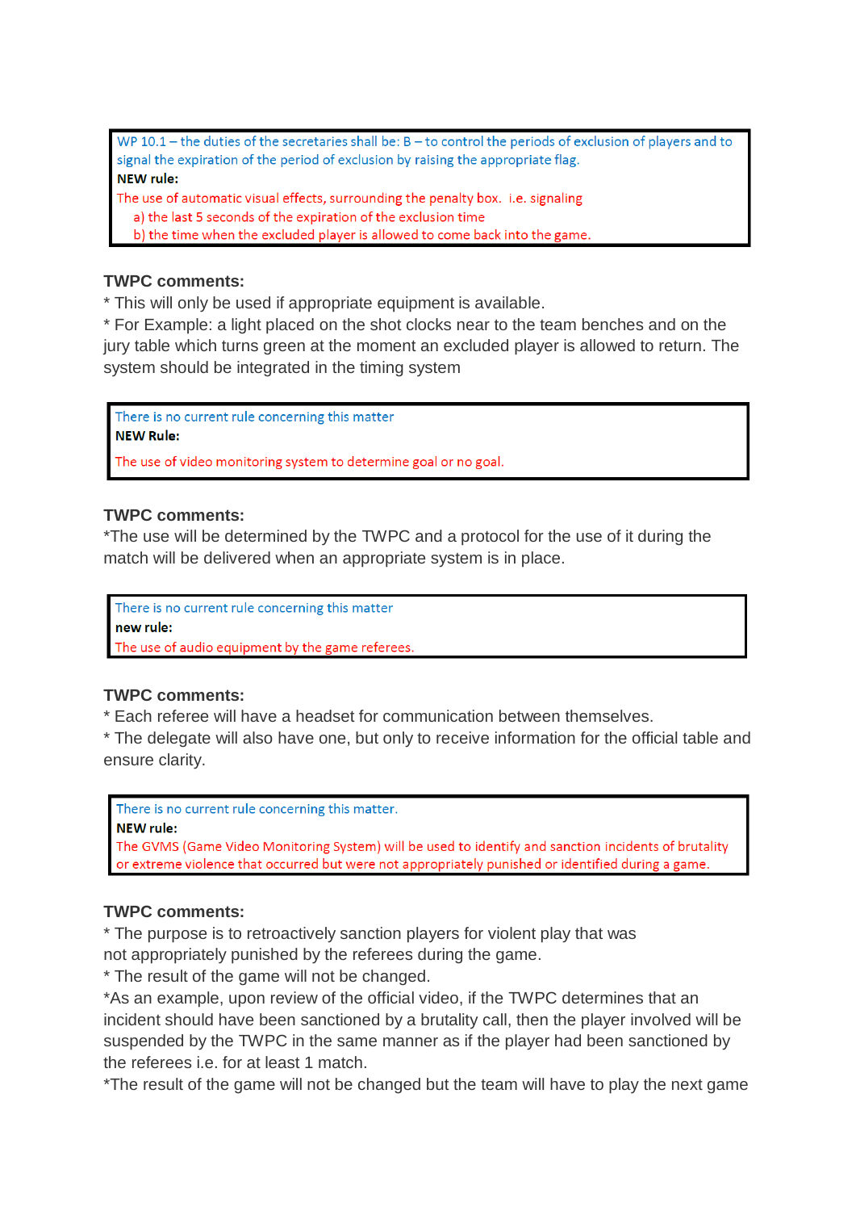WP 10.1 – the duties of the secretaries shall be: B – to control the periods of exclusion of players and to signal the expiration of the period of exclusion by raising the appropriate flag.

**NEW rule:**

The use of automatic visual effects, surrounding the penalty box. i.e. signaling

a) the last 5 seconds of the expiration of the exclusion time
b) the time when the excluded player is allowed to come back into the game.

**TWPC comments:**

* This will only be used if appropriate equipment is available.
* For Example: a light placed on the shot clocks near to the team benches and on the jury table which turns green at the moment an excluded player is allowed to return. The system should be integrated in the timing system

There is no current rule concerning this matter

**NEW Rule:**

The use of video monitoring system to determine goal or no goal.

**TWPC comments:**

*The use will be determined by the TWPC and a protocol for the use of it during the match will be delivered when an appropriate system is in place.

There is no current rule concerning this matter

**new rule:**

The use of audio equipment by the game referees.

**TWPC comments:**

* Each referee will have a headset for communication between themselves.
* The delegate will also have one, but only to receive information for the official table and ensure clarity.

There is no current rule concerning this matter.

**NEW rule:**

The GVMS (Game Video Monitoring System) will be used to identify and sanction incidents of brutality or extreme violence that occurred but were not appropriately punished or identified during a game.

**TWPC comments:**

* The purpose is to retroactively sanction players for violent play that was not appropriately punished by the referees during the game.
* The result of the game will not be changed.
*As an example, upon review of the official video, if the TWPC determines that an incident should have been sanctioned by a brutality call, then the player involved will be suspended by the TWPC in the same manner as if the player had been sanctioned by the referees i.e. for at least 1 match.
*The result of the game will not be changed but the team will have to play the next game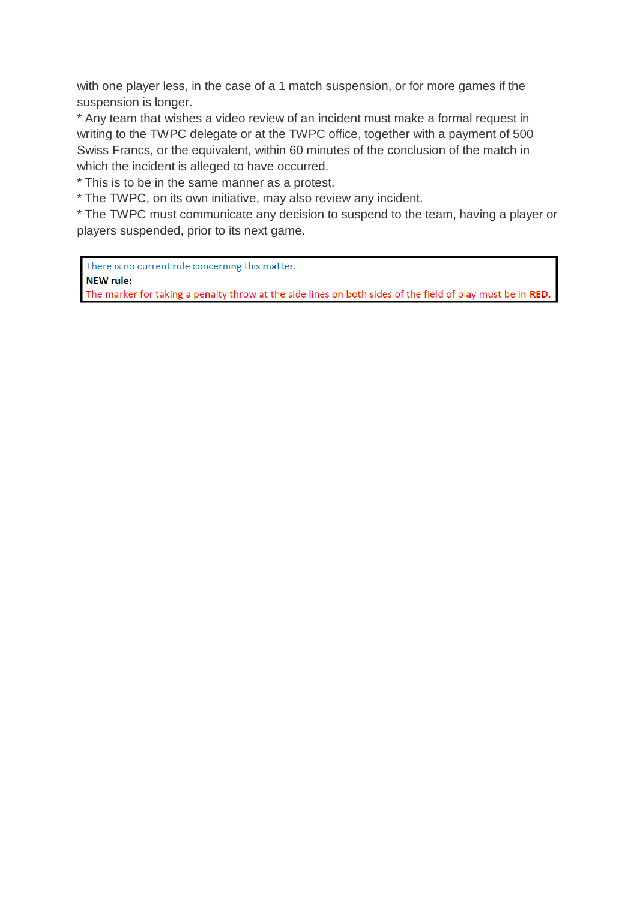with one player less, in the case of a 1 match suspension, or for more games if the suspension is longer.

* Any team that wishes a video review of an incident must make a formal request in writing to the TWPC delegate or at the TWPC office, together with a payment of 500 Swiss Francs, or the equivalent, within 60 minutes of the conclusion of the match in which the incident is alleged to have occurred.
* This is to be in the same manner as a protest.
* The TWPC, on its own initiative, may also review any incident.
* The TWPC must communicate any decision to suspend to the team, having a player or players suspended, prior to its next game.

There is no current rule concerning this matter.

**NEW rule:**

The marker for taking a penalty throw at the side lines on both sides of the field of play must be in **RED.**